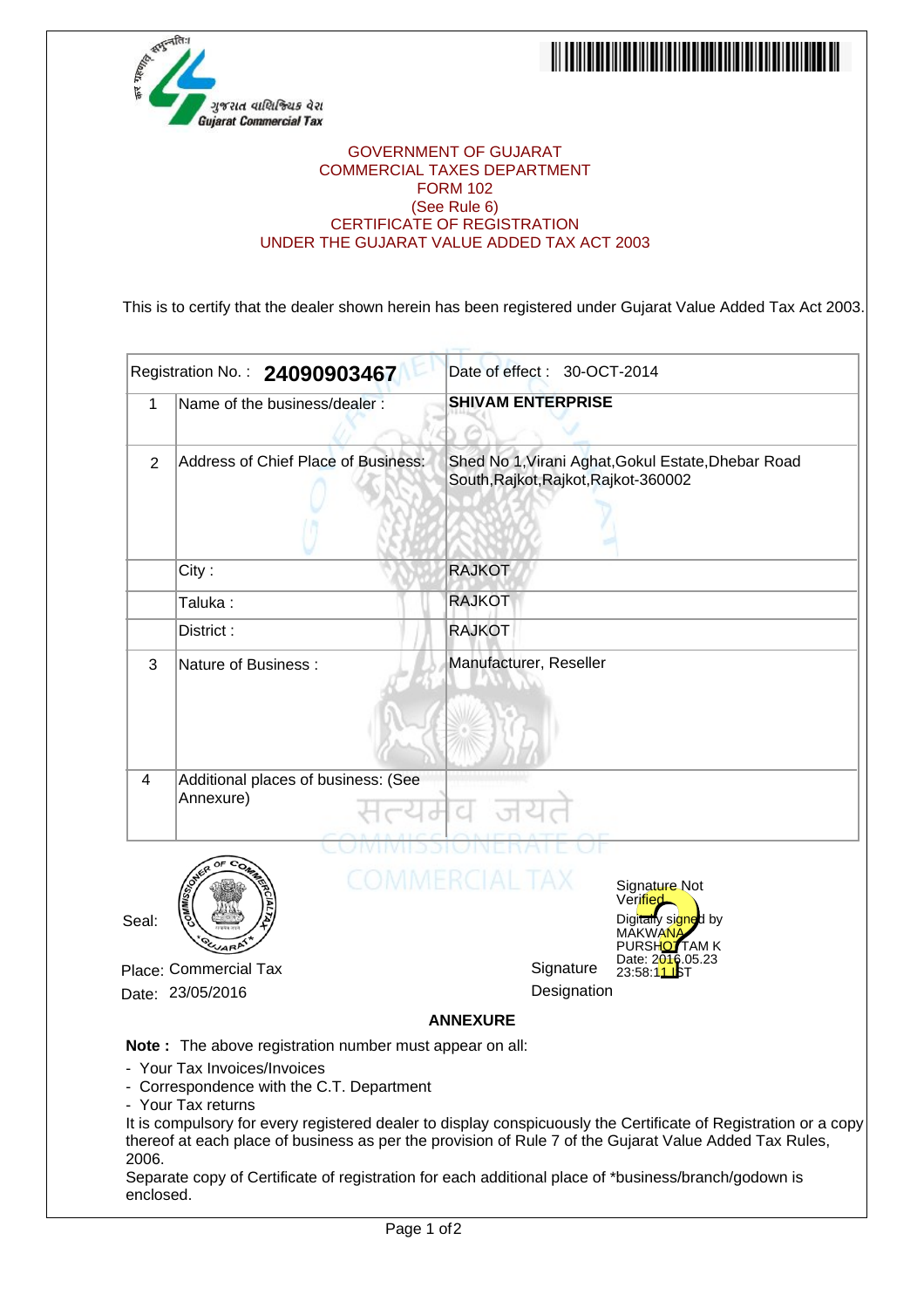ગુજરાત વાણિજ્યિક વેરા
Gujarat Commercial Tax

GOVERNMENT OF GUJARAT
COMMERCIAL TAXES DEPARTMENT
FORM 102
(See Rule 6)
CERTIFICATE OF REGISTRATION
UNDER THE GUJARAT VALUE ADDED TAX ACT 2003

This is to certify that the dealer shown herein has been registered under Gujarat Value Added Tax Act 2003.

| Registration No. : **24090903467** | | Date of effect : 30-OCT-2014 |
|---|---|---|
| 1 | Name of the business/dealer : | **SHIVAM ENTERPRISE** |
| 2 | Address of Chief Place of Business: | Shed No 1,Virani Aghat,Gokul Estate,Dhebar Road South,Rajkot,Rajkot,Rajkot-360002 |
| | City : | RAJKOT |
| | Taluka : | RAJKOT |
| | District : | RAJKOT |
| 3 | Nature of Business : | Manufacturer, Reseller |
| 4 | Additional places of business: (See Annexure) | |

Seal:

Place: Commercial Tax

Date: 23/05/2016

Signature Not Verified
Digitally signed by MAKWANA PURSHOTTAM K
Date: 2016.05.23 23:58:11 IST

Signature

Designation

**ANNEXURE**

**Note :** The above registration number must appear on all:

- Your Tax Invoices/Invoices
- Correspondence with the C.T. Department
- Your Tax returns

It is compulsory for every registered dealer to display conspicuously the Certificate of Registration or a copy thereof at each place of business as per the provision of Rule 7 of the Gujarat Value Added Tax Rules, 2006.

Separate copy of Certificate of registration for each additional place of *business/branch/godown is enclosed.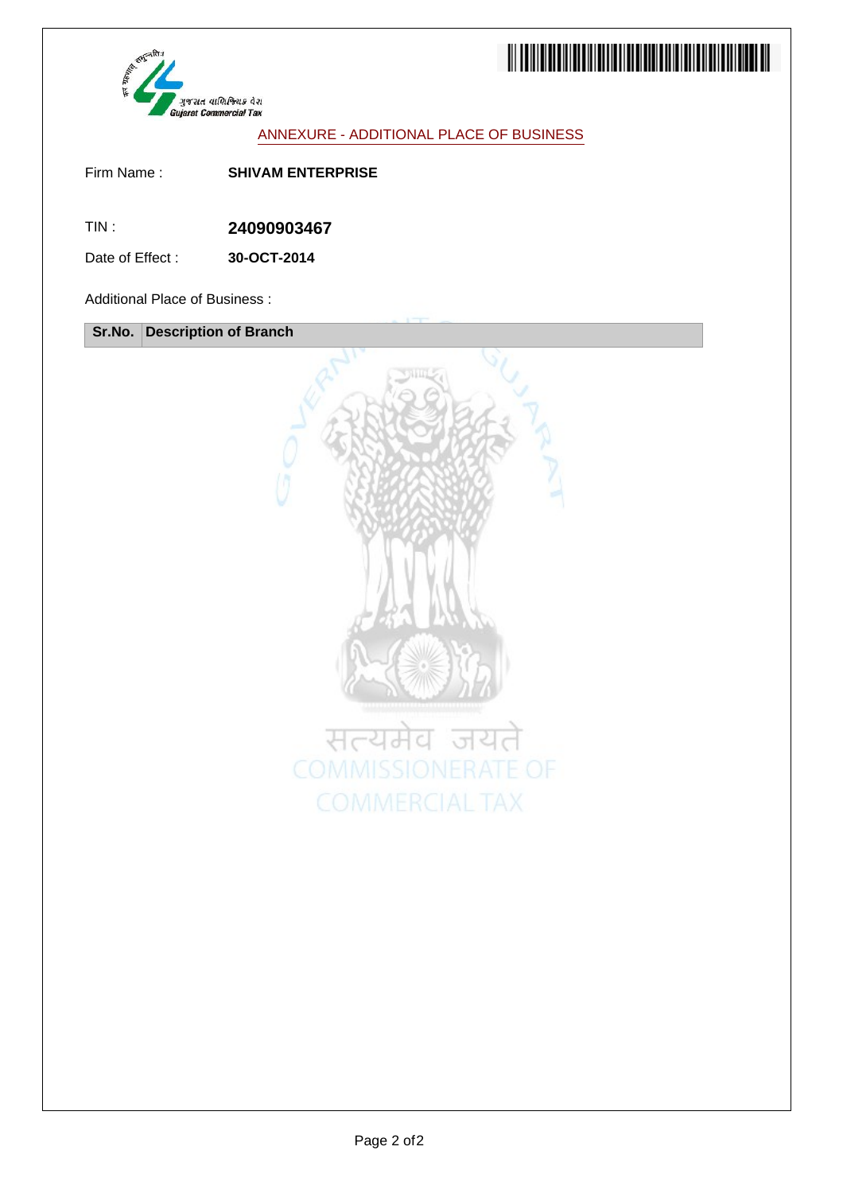## ANNEXURE - ADDITIONAL PLACE OF BUSINESS

Firm Name : **SHIVAM ENTERPRISE**

TIN : **24090903467**

Date of Effect : **30-OCT-2014**

Additional Place of Business :

| Sr.No. | Description of Branch |
| --- | --- |